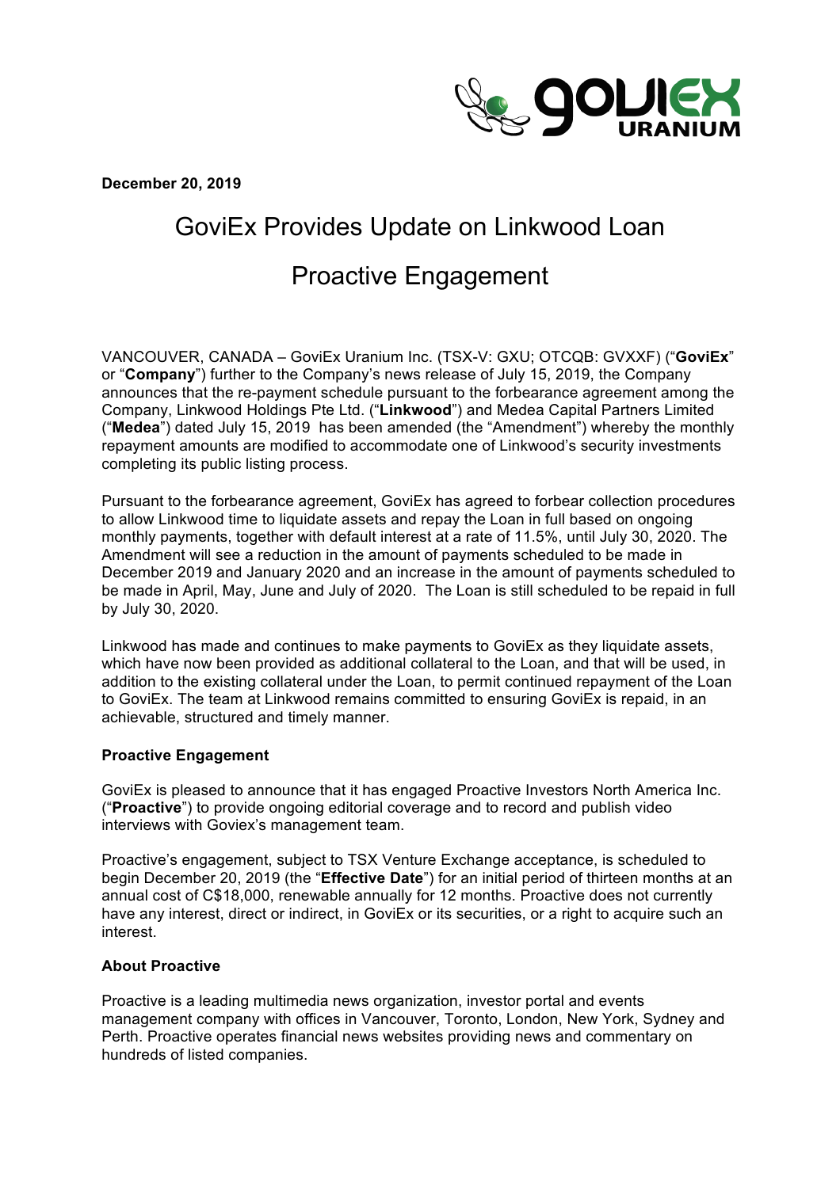**December 20, 2019**

# GoviEx Provides Update on Linkwood Loan

# Proactive Engagement

VANCOUVER, CANADA – GoviEx Uranium Inc. (TSX-V: GXU; OTCQB: GVXXF) ("**GoviEx**" or "**Company**") further to the Company's news release of July 15, 2019, the Company announces that the re-payment schedule pursuant to the forbearance agreement among the Company, Linkwood Holdings Pte Ltd. ("**Linkwood**") and Medea Capital Partners Limited ("**Medea**") dated July 15, 2019 has been amended (the "Amendment") whereby the monthly repayment amounts are modified to accommodate one of Linkwood's security investments completing its public listing process.

Pursuant to the forbearance agreement, GoviEx has agreed to forbear collection procedures to allow Linkwood time to liquidate assets and repay the Loan in full based on ongoing monthly payments, together with default interest at a rate of 11.5%, until July 30, 2020. The Amendment will see a reduction in the amount of payments scheduled to be made in December 2019 and January 2020 and an increase in the amount of payments scheduled to be made in April, May, June and July of 2020. The Loan is still scheduled to be repaid in full by July 30, 2020.

Linkwood has made and continues to make payments to GoviEx as they liquidate assets, which have now been provided as additional collateral to the Loan, and that will be used, in addition to the existing collateral under the Loan, to permit continued repayment of the Loan to GoviEx. The team at Linkwood remains committed to ensuring GoviEx is repaid, in an achievable, structured and timely manner.

### Proactive Engagement

GoviEx is pleased to announce that it has engaged Proactive Investors North America Inc. ("**Proactive**") to provide ongoing editorial coverage and to record and publish video interviews with Goviex's management team.

Proactive's engagement, subject to TSX Venture Exchange acceptance, is scheduled to begin December 20, 2019 (the "**Effective Date**") for an initial period of thirteen months at an annual cost of C$18,000, renewable annually for 12 months. Proactive does not currently have any interest, direct or indirect, in GoviEx or its securities, or a right to acquire such an interest.

### About Proactive

Proactive is a leading multimedia news organization, investor portal and events management company with offices in Vancouver, Toronto, London, New York, Sydney and Perth. Proactive operates financial news websites providing news and commentary on hundreds of listed companies.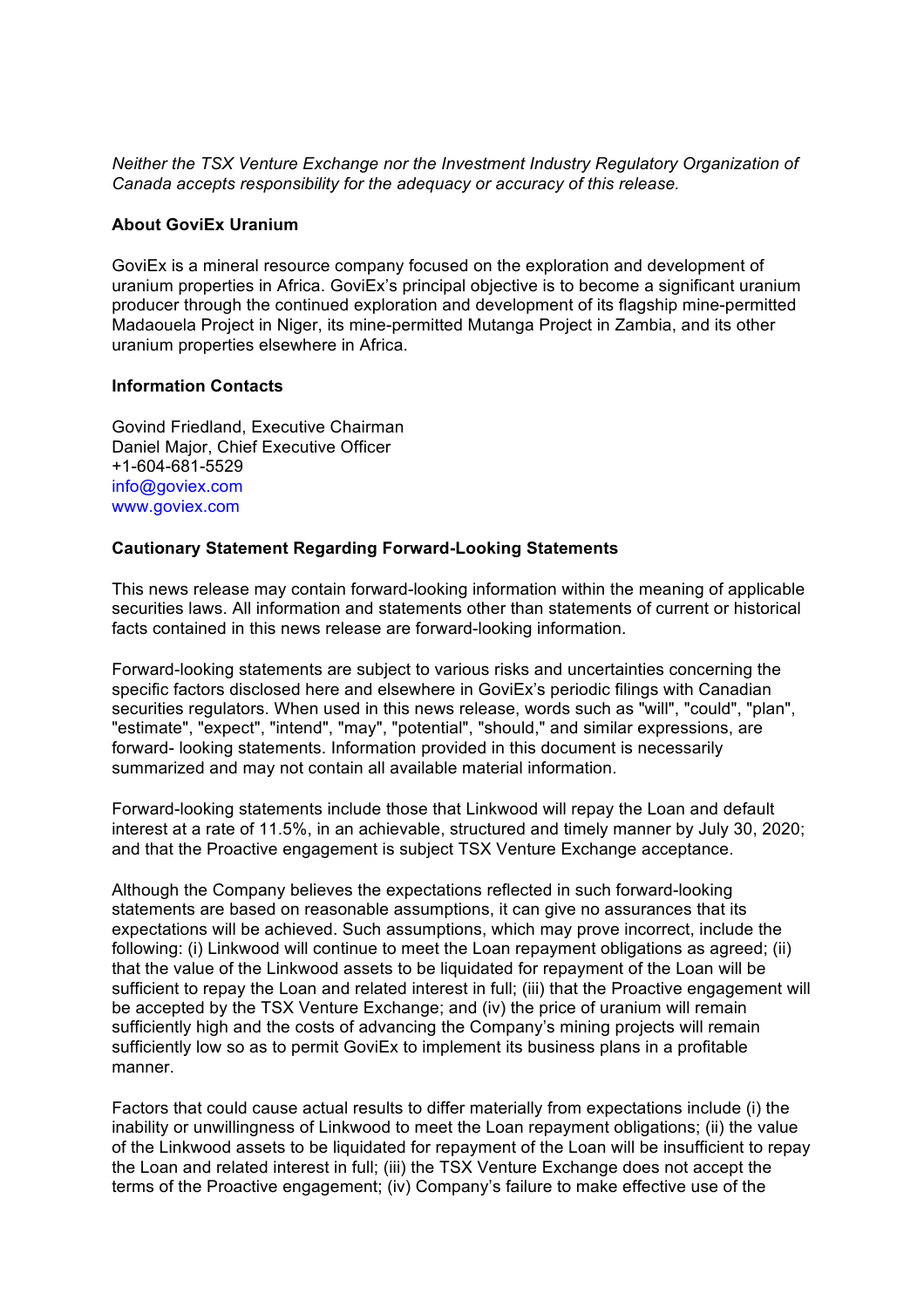*Neither the TSX Venture Exchange nor the Investment Industry Regulatory Organization of Canada accepts responsibility for the adequacy or accuracy of this release.*

**About GoviEx Uranium**

GoviEx is a mineral resource company focused on the exploration and development of uranium properties in Africa. GoviEx's principal objective is to become a significant uranium producer through the continued exploration and development of its flagship mine-permitted Madaouela Project in Niger, its mine-permitted Mutanga Project in Zambia, and its other uranium properties elsewhere in Africa.

**Information Contacts**

Govind Friedland, Executive Chairman
Daniel Major, Chief Executive Officer
+1-604-681-5529
info@goviex.com
www.goviex.com

**Cautionary Statement Regarding Forward-Looking Statements**

This news release may contain forward-looking information within the meaning of applicable securities laws. All information and statements other than statements of current or historical facts contained in this news release are forward-looking information.

Forward-looking statements are subject to various risks and uncertainties concerning the specific factors disclosed here and elsewhere in GoviEx's periodic filings with Canadian securities regulators. When used in this news release, words such as "will", "could", "plan", "estimate", "expect", "intend", "may", "potential", "should," and similar expressions, are forward- looking statements. Information provided in this document is necessarily summarized and may not contain all available material information.

Forward-looking statements include those that Linkwood will repay the Loan and default interest at a rate of 11.5%, in an achievable, structured and timely manner by July 30, 2020; and that the Proactive engagement is subject TSX Venture Exchange acceptance.

Although the Company believes the expectations reflected in such forward-looking statements are based on reasonable assumptions, it can give no assurances that its expectations will be achieved. Such assumptions, which may prove incorrect, include the following: (i) Linkwood will continue to meet the Loan repayment obligations as agreed; (ii) that the value of the Linkwood assets to be liquidated for repayment of the Loan will be sufficient to repay the Loan and related interest in full; (iii) that the Proactive engagement will be accepted by the TSX Venture Exchange; and (iv) the price of uranium will remain sufficiently high and the costs of advancing the Company's mining projects will remain sufficiently low so as to permit GoviEx to implement its business plans in a profitable manner.

Factors that could cause actual results to differ materially from expectations include (i) the inability or unwillingness of Linkwood to meet the Loan repayment obligations; (ii) the value of the Linkwood assets to be liquidated for repayment of the Loan will be insufficient to repay the Loan and related interest in full; (iii) the TSX Venture Exchange does not accept the terms of the Proactive engagement; (iv) Company's failure to make effective use of the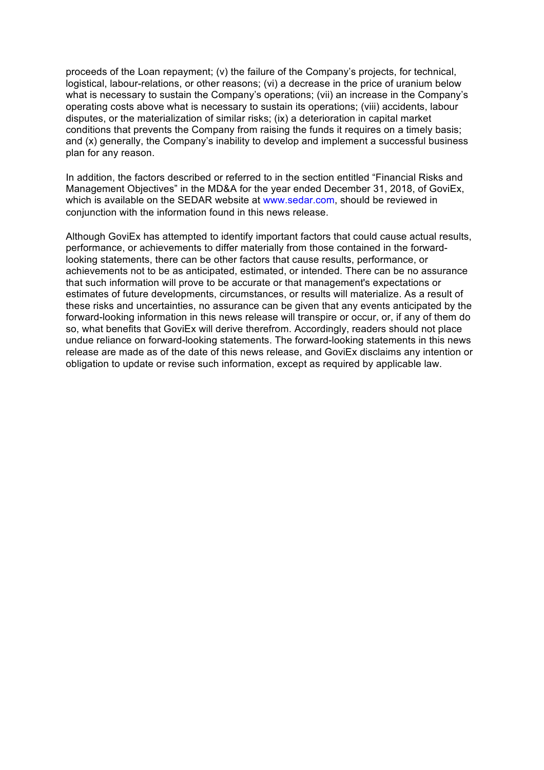proceeds of the Loan repayment; (v) the failure of the Company's projects, for technical, logistical, labour-relations, or other reasons; (vi) a decrease in the price of uranium below what is necessary to sustain the Company's operations; (vii) an increase in the Company's operating costs above what is necessary to sustain its operations; (viii) accidents, labour disputes, or the materialization of similar risks; (ix) a deterioration in capital market conditions that prevents the Company from raising the funds it requires on a timely basis; and (x) generally, the Company's inability to develop and implement a successful business plan for any reason.

In addition, the factors described or referred to in the section entitled "Financial Risks and Management Objectives" in the MD&A for the year ended December 31, 2018, of GoviEx, which is available on the SEDAR website at www.sedar.com, should be reviewed in conjunction with the information found in this news release.

Although GoviEx has attempted to identify important factors that could cause actual results, performance, or achievements to differ materially from those contained in the forward-looking statements, there can be other factors that cause results, performance, or achievements not to be as anticipated, estimated, or intended. There can be no assurance that such information will prove to be accurate or that management's expectations or estimates of future developments, circumstances, or results will materialize. As a result of these risks and uncertainties, no assurance can be given that any events anticipated by the forward-looking information in this news release will transpire or occur, or, if any of them do so, what benefits that GoviEx will derive therefrom. Accordingly, readers should not place undue reliance on forward-looking statements. The forward-looking statements in this news release are made as of the date of this news release, and GoviEx disclaims any intention or obligation to update or revise such information, except as required by applicable law.